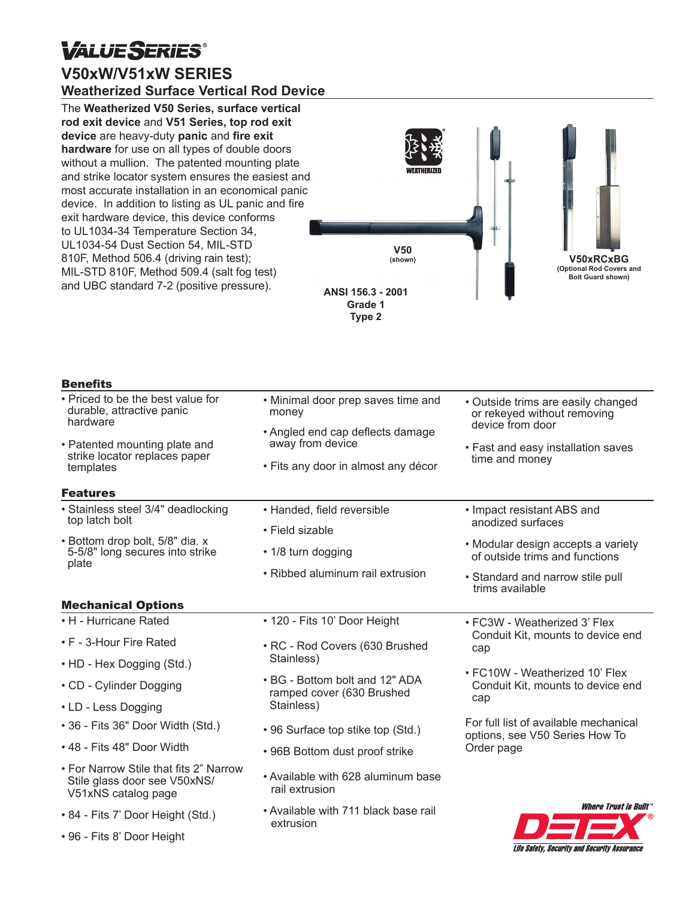# VALUE SERIES®

## V50xW/V51xW SERIES

### Weatherized Surface Vertical Rod Device

The **Weatherized V50 Series, surface vertical rod exit device** and **V51 Series, top rod exit device** are heavy-duty **panic** and **fire exit hardware** for use on all types of double doors without a mullion. The patented mounting plate and strike locator system ensures the easiest and most accurate installation in an economical panic device. In addition to listing as UL panic and fire exit hardware device, this device conforms to UL1034-34 Temperature Section 34, UL1034-54 Dust Section 54, MIL-STD 810F, Method 506.4 (driving rain test); MIL-STD 810F, Method 509.4 (salt fog test) and UBC standard 7-2 (positive pressure).

WEATHERIZED

**V50**
**(shown)**

**V50xRCxBG**
**(Optional Rod Covers and Bolt Guard shown)**

**ANSI 156.3 - 2001**
**Grade 1**
**Type 2**

### Benefits

- Priced to be the best value for durable, attractive panic hardware
- Patented mounting plate and strike locator replaces paper templates
- Minimal door prep saves time and money
- Angled end cap deflects damage away from device
- Fits any door in almost any décor
- Outside trims are easily changed or rekeyed without removing device from door
- Fast and easy installation saves time and money

### Features

- Stainless steel 3/4" deadlocking top latch bolt
- Bottom drop bolt, 5/8" dia. x 5-5/8" long secures into strike plate
- Handed, field reversible
- Field sizable
- 1/8 turn dogging
- Ribbed aluminum rail extrusion
- Impact resistant ABS and anodized surfaces
- Modular design accepts a variety of outside trims and functions
- Standard and narrow stile pull trims available

### Mechanical Options

- H - Hurricane Rated
- F - 3-Hour Fire Rated
- HD - Hex Dogging (Std.)
- CD - Cylinder Dogging
- LD - Less Dogging
- 36 - Fits 36" Door Width (Std.)
- 48 - Fits 48" Door Width
- For Narrow Stile that fits 2" Narrow Stile glass door see V50xNS/V51xNS catalog page
- 84 - Fits 7' Door Height (Std.)
- 96 - Fits 8' Door Height
- 120 - Fits 10' Door Height
- RC - Rod Covers (630 Brushed Stainless)
- BG - Bottom bolt and 12" ADA ramped cover (630 Brushed Stainless)
- 96 Surface top stike top (Std.)
- 96B Bottom dust proof strike
- Available with 628 aluminum base rail extrusion
- Available with 711 black base rail extrusion
- FC3W - Weatherized 3' Flex Conduit Kit, mounts to device end cap
- FC10W - Weatherized 10' Flex Conduit Kit, mounts to device end cap

For full list of available mechanical options, see V50 Series How To Order page

*Where Trust is Built™*
**DETEX®**
*Life Safety, Security and Security Assurance*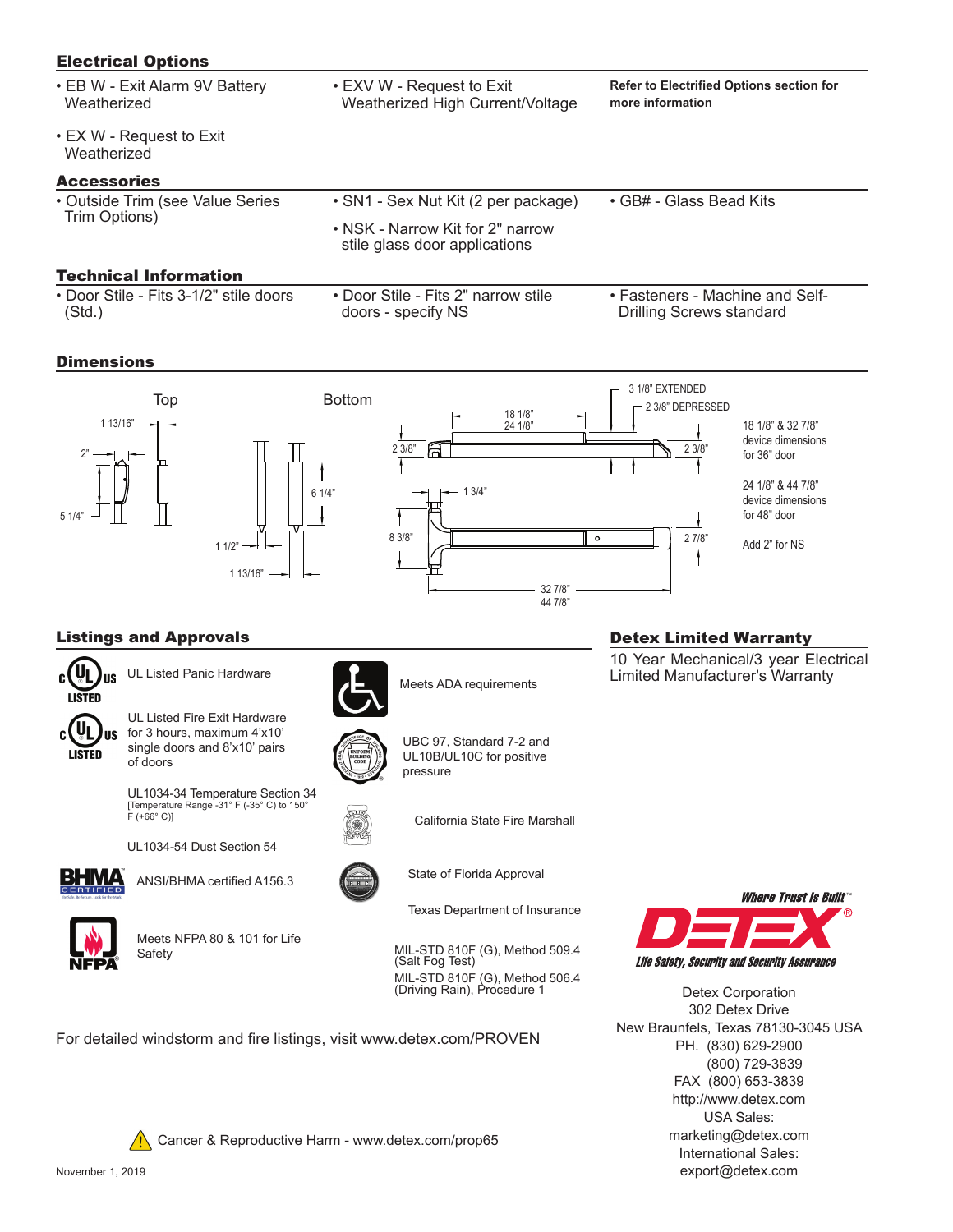## Electrical Options

- EB W - Exit Alarm 9V Battery Weatherized
- EX W - Request to Exit Weatherized
- EXV W - Request to Exit Weatherized High Current/Voltage

**Refer to Electrified Options section for more information**

## Accessories

- Outside Trim (see Value Series Trim Options)
- SN1 - Sex Nut Kit (2 per package)
- NSK - Narrow Kit for 2" narrow stile glass door applications
- GB# - Glass Bead Kits

## Technical Information

- Door Stile - Fits 3-1/2" stile doors (Std.)
- Door Stile - Fits 2" narrow stile doors - specify NS
- Fasteners - Machine and Self-Drilling Screws standard

## Dimensions

Top

1 13/16"

2"

5 1/4"

Bottom

6 1/4"

1 1/2"

1 13/16"

18 1/8"
24 1/8"

2 3/8"

3 1/8" EXTENDED

2 3/8" DEPRESSED

2 3/8"

1 3/4"

8 3/8"

2 7/8"

32 7/8"
44 7/8"

18 1/8" & 32 7/8" device dimensions for 36" door

24 1/8" & 44 7/8" device dimensions for 48" door

Add 2" for NS

## Listings and Approvals

- UL Listed Panic Hardware
- UL Listed Fire Exit Hardware for 3 hours, maximum 4'x10' single doors and 8'x10' pairs of doors
- UL1034-34 Temperature Section 34 [Temperature Range -31° F (-35° C) to 150° F (+66° C)]
- UL1034-54 Dust Section 54
- ANSI/BHMA certified A156.3
- Meets NFPA 80 & 101 for Life Safety
- Meets ADA requirements
- UBC 97, Standard 7-2 and UL10B/UL10C for positive pressure
- California State Fire Marshall
- State of Florida Approval
- Texas Department of Insurance
- MIL-STD 810F (G), Method 509.4 (Salt Fog Test)
- MIL-STD 810F (G), Method 506.4 (Driving Rain), Procedure 1

For detailed windstorm and fire listings, visit www.detex.com/PROVEN

## Detex Limited Warranty

10 Year Mechanical/3 year Electrical Limited Manufacturer's Warranty

*Where Trust is Built*™

DETEX®

*Life Safety, Security and Security Assurance*

Detex Corporation
302 Detex Drive
New Braunfels, Texas 78130-3045 USA
PH. (830) 629-2900
(800) 729-3839
FAX (800) 653-3839
http://www.detex.com
USA Sales:
marketing@detex.com
International Sales:
export@detex.com

Cancer & Reproductive Harm - www.detex.com/prop65

November 1, 2019